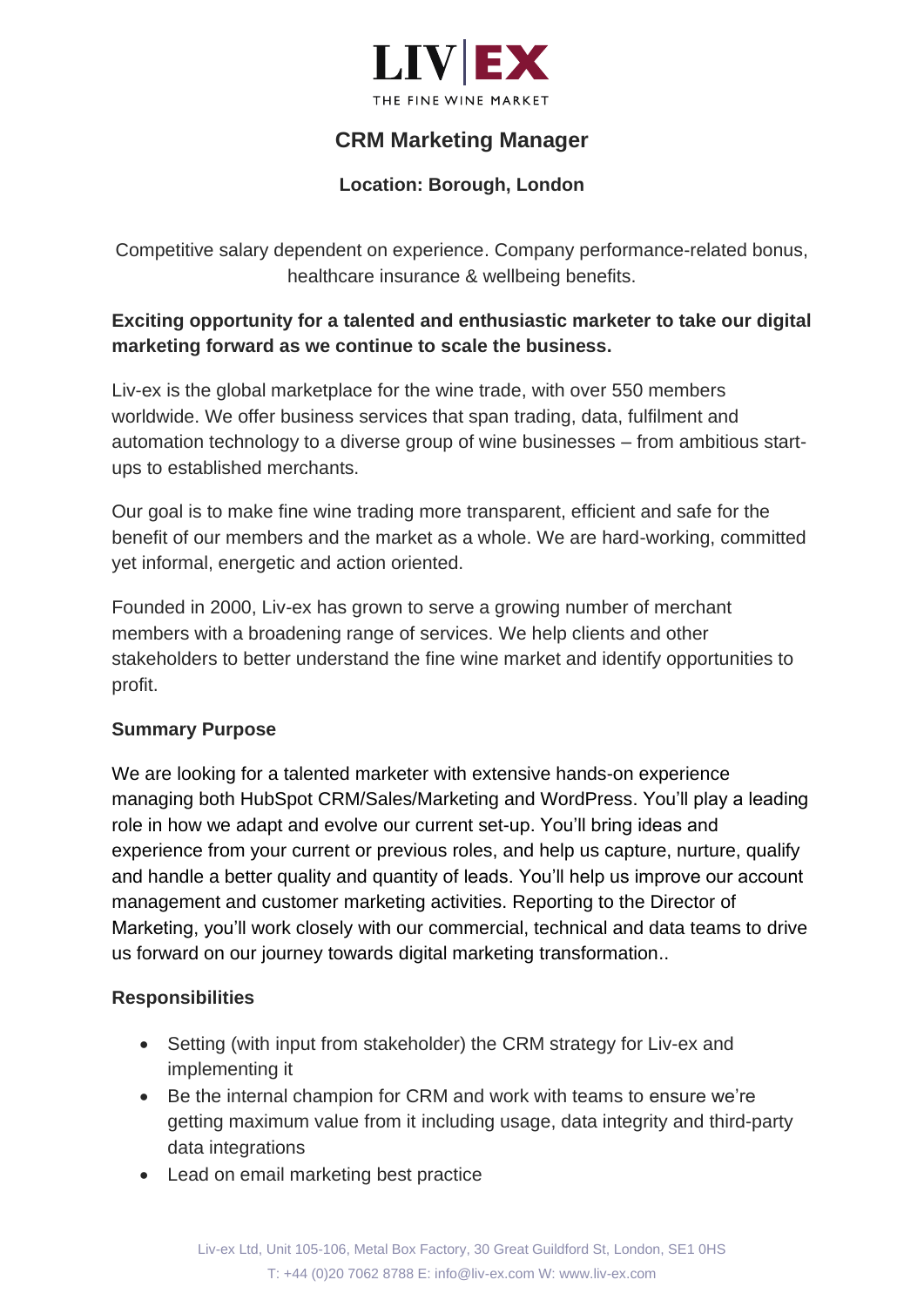LIV|EX

THE FINE WINE MARKET

# CRM Marketing Manager

**Location: Borough, London**

Competitive salary dependent on experience. Company performance-related bonus, healthcare insurance & wellbeing benefits.

**Exciting opportunity for a talented and enthusiastic marketer to take our digital marketing forward as we continue to scale the business.**

Liv-ex is the global marketplace for the wine trade, with over 550 members worldwide. We offer business services that span trading, data, fulfilment and automation technology to a diverse group of wine businesses – from ambitious start-ups to established merchants.

Our goal is to make fine wine trading more transparent, efficient and safe for the benefit of our members and the market as a whole. We are hard-working, committed yet informal, energetic and action oriented.

Founded in 2000, Liv-ex has grown to serve a growing number of merchant members with a broadening range of services. We help clients and other stakeholders to better understand the fine wine market and identify opportunities to profit.

## Summary Purpose

We are looking for a talented marketer with extensive hands-on experience managing both HubSpot CRM/Sales/Marketing and WordPress. You'll play a leading role in how we adapt and evolve our current set-up. You'll bring ideas and experience from your current or previous roles, and help us capture, nurture, qualify and handle a better quality and quantity of leads. You'll help us improve our account management and customer marketing activities. Reporting to the Director of Marketing, you'll work closely with our commercial, technical and data teams to drive us forward on our journey towards digital marketing transformation..

## Responsibilities

- Setting (with input from stakeholder) the CRM strategy for Liv-ex and implementing it
- Be the internal champion for CRM and work with teams to ensure we're getting maximum value from it including usage, data integrity and third-party data integrations
- Lead on email marketing best practice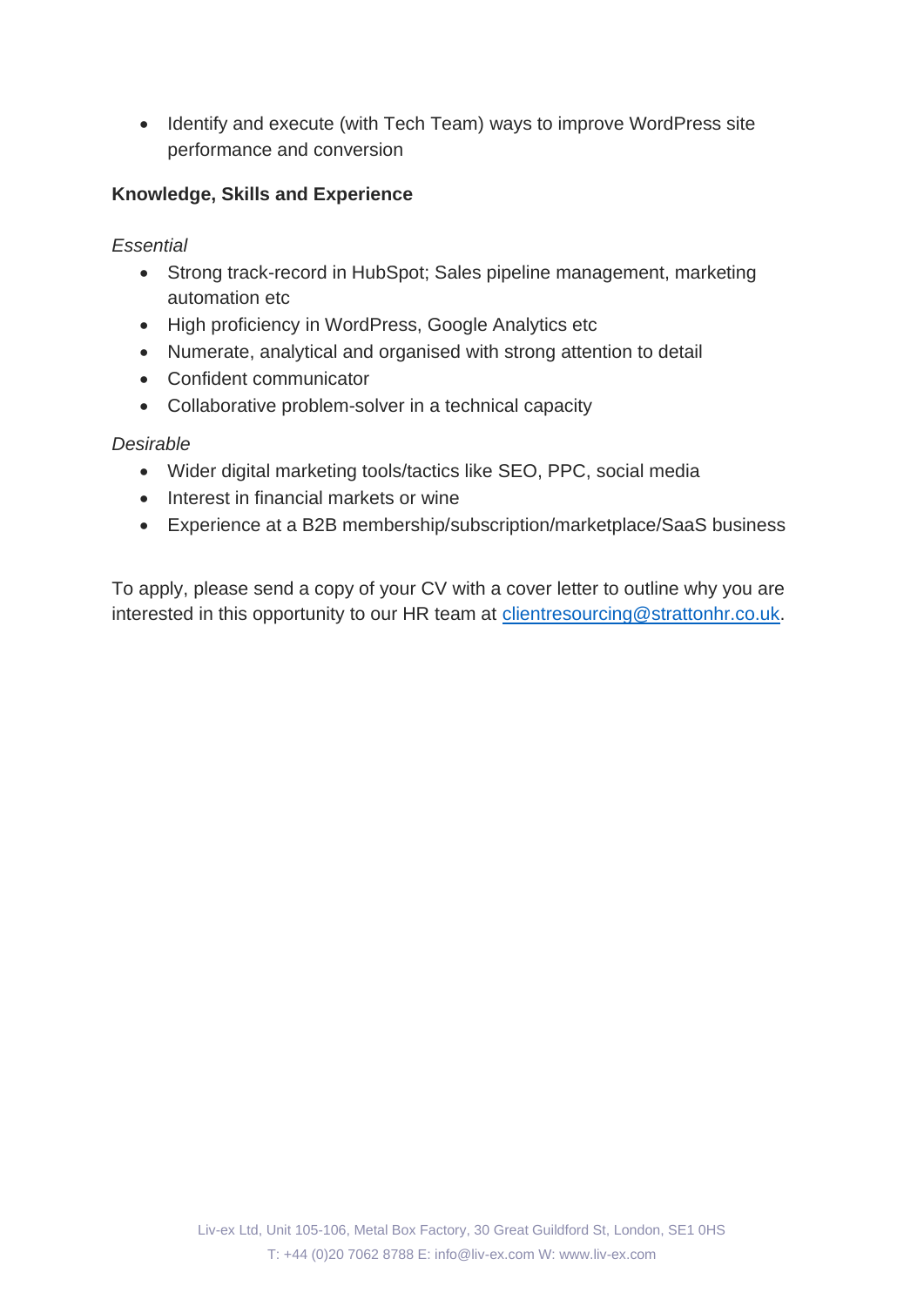- Identify and execute (with Tech Team) ways to improve WordPress site performance and conversion

**Knowledge, Skills and Experience**

*Essential*

- Strong track-record in HubSpot; Sales pipeline management, marketing automation etc
- High proficiency in WordPress, Google Analytics etc
- Numerate, analytical and organised with strong attention to detail
- Confident communicator
- Collaborative problem-solver in a technical capacity

*Desirable*

- Wider digital marketing tools/tactics like SEO, PPC, social media
- Interest in financial markets or wine
- Experience at a B2B membership/subscription/marketplace/SaaS business

To apply, please send a copy of your CV with a cover letter to outline why you are interested in this opportunity to our HR team at clientresourcing@strattonhr.co.uk.

Liv-ex Ltd, Unit 105-106, Metal Box Factory, 30 Great Guildford St, London, SE1 0HS
T: +44 (0)20 7062 8788 E: info@liv-ex.com W: www.liv-ex.com